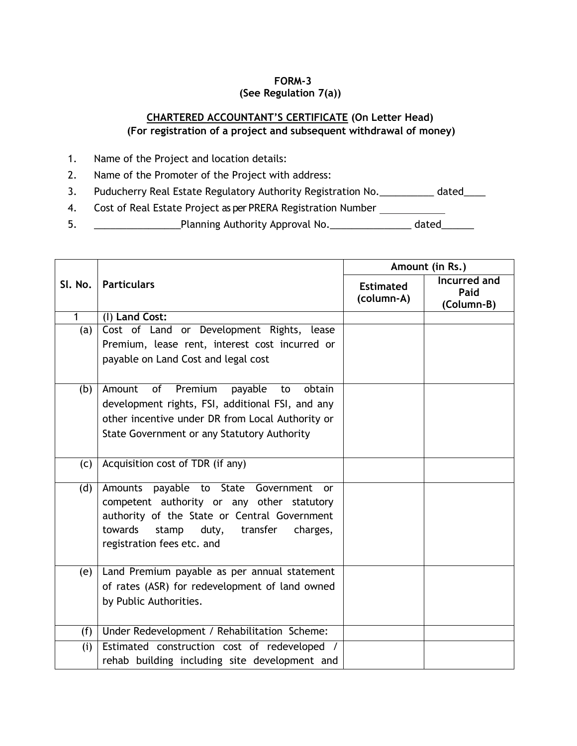**FORM-3**
**(See Regulation 7(a))**

**<u>CHARTERED ACCOUNTANT'S CERTIFICATE</u> (On Letter Head)**
**(For registration of a project and subsequent withdrawal of money)**

1. Name of the Project and location details:
2. Name of the Promoter of the Project with address:
3. Puducherry Real Estate Regulatory Authority Registration No.__________ dated____
4. Cost of Real Estate Project as per PRERA Registration Number ____________
5. ________________Planning Authority Approval No._______________ dated______

| Sl. No. | Particulars | Amount (in Rs.) | |
|---|---|---|---|
| | | **Estimated (column-A)** | **Incurred and Paid (Column-B)** |
| 1 | (I) **Land Cost:** | | |
| (a) | Cost of Land or Development Rights, lease Premium, lease rent, interest cost incurred or payable on Land Cost and legal cost | | |
| (b) | Amount of Premium payable to obtain development rights, FSI, additional FSI, and any other incentive under DR from Local Authority or State Government or any Statutory Authority | | |
| (c) | Acquisition cost of TDR (if any) | | |
| (d) | Amounts payable to State Government or competent authority or any other statutory authority of the State or Central Government towards stamp duty, transfer charges, registration fees etc. and | | |
| (e) | Land Premium payable as per annual statement of rates (ASR) for redevelopment of land owned by Public Authorities. | | |
| (f) | Under Redevelopment / Rehabilitation Scheme: | | |
| (i) | Estimated construction cost of redeveloped / rehab building including site development and | | |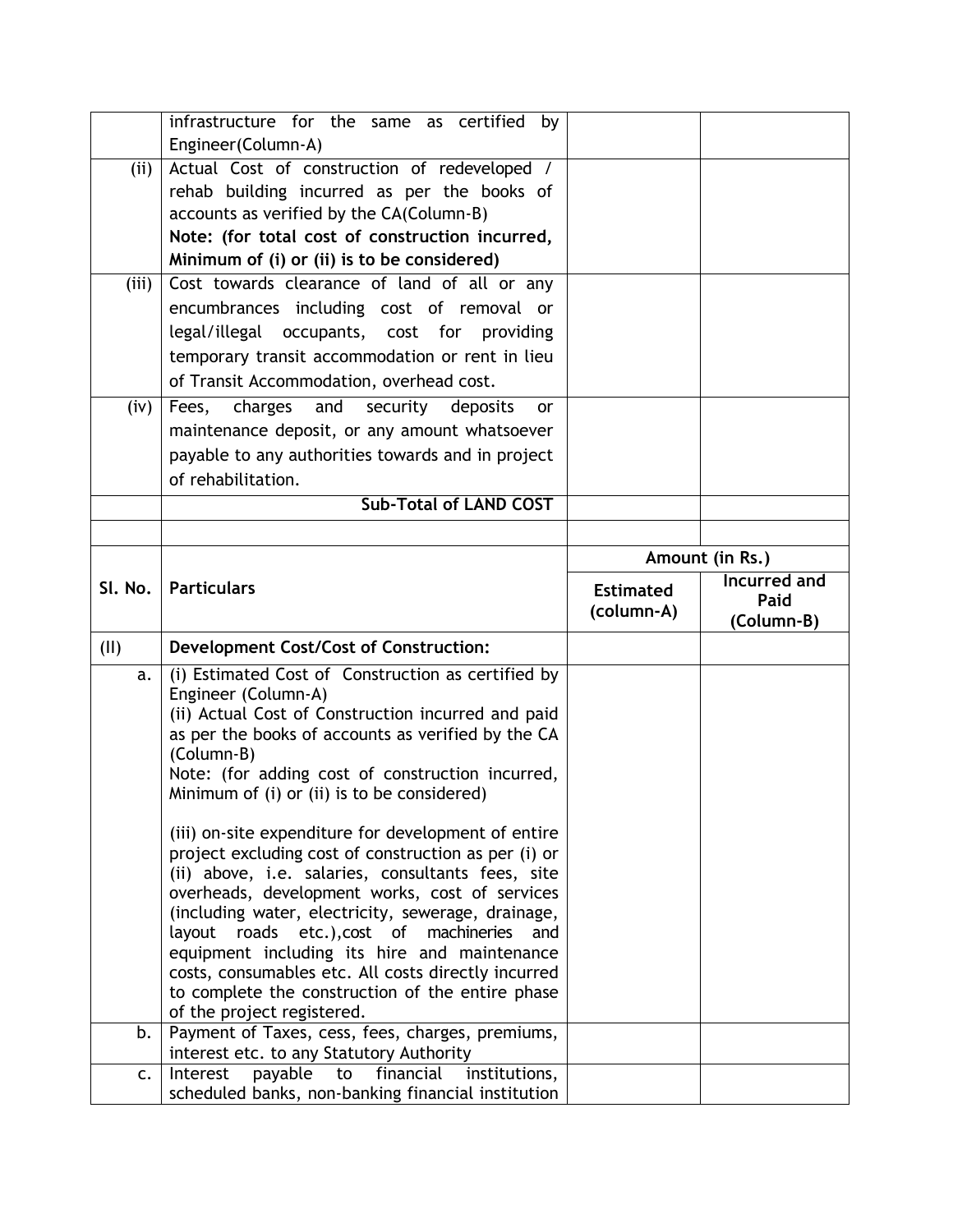| | | | |
|---|---|---|---|
| | infrastructure for the same as certified by Engineer(Column-A) | | |
| (ii) | Actual Cost of construction of redeveloped / rehab building incurred as per the books of accounts as verified by the CA(Column-B)<br>**Note: (for total cost of construction incurred, Minimum of (i) or (ii) is to be considered)** | | |
| (iii) | Cost towards clearance of land of all or any encumbrances including cost of removal or legal/illegal occupants, cost for providing temporary transit accommodation or rent in lieu of Transit Accommodation, overhead cost. | | |
| (iv) | Fees, charges and security deposits or maintenance deposit, or any amount whatsoever payable to any authorities towards and in project of rehabilitation. | | |
| | **Sub-Total of LAND COST** | | |
| | | | |

| Sl. No. | Particulars | Amount (in Rs.) | |
|---|---|---|---|
| | | **Estimated (column-A)** | **Incurred and Paid (Column-B)** |
| (II) | **Development Cost/Cost of Construction:** | | |
| a. | (i) Estimated Cost of Construction as certified by Engineer (Column-A)<br>(ii) Actual Cost of Construction incurred and paid as per the books of accounts as verified by the CA (Column-B)<br>Note: (for adding cost of construction incurred, Minimum of (i) or (ii) is to be considered)<br><br>(iii) on-site expenditure for development of entire project excluding cost of construction as per (i) or (ii) above, i.e. salaries, consultants fees, site overheads, development works, cost of services (including water, electricity, sewerage, drainage, layout roads etc.),cost of machineries and equipment including its hire and maintenance costs, consumables etc. All costs directly incurred to complete the construction of the entire phase of the project registered. | | |
| b. | Payment of Taxes, cess, fees, charges, premiums, interest etc. to any Statutory Authority | | |
| c. | Interest payable to financial institutions, scheduled banks, non-banking financial institution | | |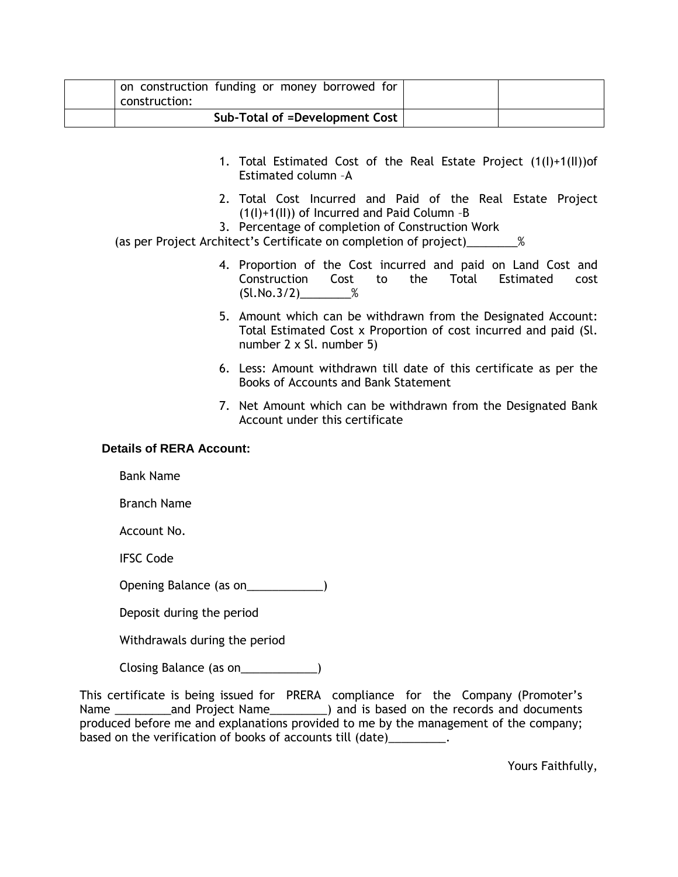|  | on construction funding or money borrowed for construction: |  |  |
| --- | --- | --- | --- |
|  | **Sub-Total of =Development Cost** |  |  |

1. Total Estimated Cost of the Real Estate Project (1(I)+1(II))of Estimated column –A
2. Total Cost Incurred and Paid of the Real Estate Project (1(I)+1(II)) of Incurred and Paid Column –B
3. Percentage of completion of Construction Work (as per Project Architect's Certificate on completion of project)________%
4. Proportion of the Cost incurred and paid on Land Cost and Construction Cost to the Total Estimated cost (Sl.No.3/2)________%
5. Amount which can be withdrawn from the Designated Account: Total Estimated Cost x Proportion of cost incurred and paid (Sl. number 2 x Sl. number 5)
6. Less: Amount withdrawn till date of this certificate as per the Books of Accounts and Bank Statement
7. Net Amount which can be withdrawn from the Designated Bank Account under this certificate

**Details of RERA Account:**

Bank Name

Branch Name

Account No.

IFSC Code

Opening Balance (as on____________)

Deposit during the period

Withdrawals during the period

Closing Balance (as on____________)

This certificate is being issued for PRERA compliance for the Company (Promoter's Name _________and Project Name_________) and is based on the records and documents produced before me and explanations provided to me by the management of the company; based on the verification of books of accounts till (date)_________.

Yours Faithfully,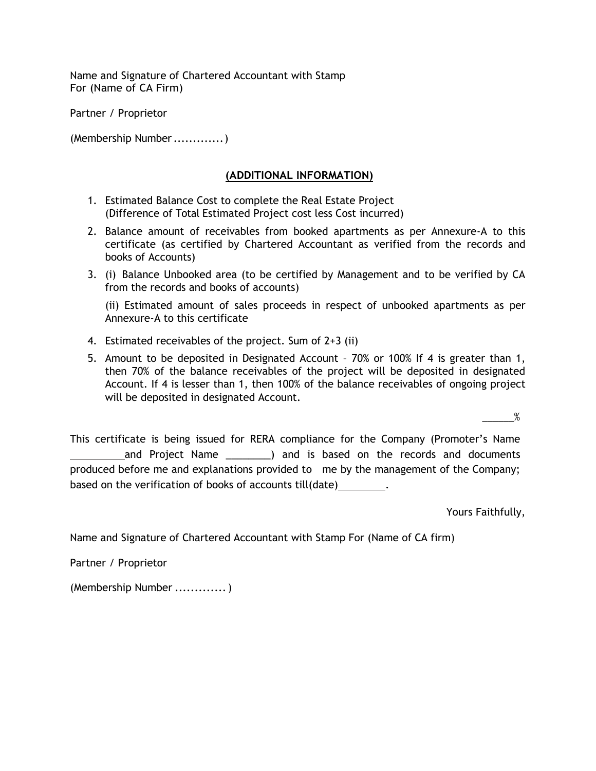Name and Signature of Chartered Accountant with Stamp
For (Name of CA Firm)

Partner / Proprietor

(Membership Number .............)

## (ADDITIONAL INFORMATION)

1. Estimated Balance Cost to complete the Real Estate Project
   (Difference of Total Estimated Project cost less Cost incurred)
2. Balance amount of receivables from booked apartments as per Annexure-A to this certificate (as certified by Chartered Accountant as verified from the records and books of Accounts)
3. (i) Balance Unbooked area (to be certified by Management and to be verified by CA from the records and books of accounts)

   (ii) Estimated amount of sales proceeds in respect of unbooked apartments as per Annexure-A to this certificate
4. Estimated receivables of the project. Sum of 2+3 (ii)
5. Amount to be deposited in Designated Account – 70% or 100% If 4 is greater than 1, then 70% of the balance receivables of the project will be deposited in designated Account. If 4 is lesser than 1, then 100% of the balance receivables of ongoing project will be deposited in designated Account.

______%

This certificate is being issued for RERA compliance for the Company (Promoter's Name __________and Project Name ________) and is based on the records and documents produced before me and explanations provided to me by the management of the Company; based on the verification of books of accounts till(date)_________.

Yours Faithfully,

Name and Signature of Chartered Accountant with Stamp For (Name of CA firm)

Partner / Proprietor

(Membership Number ............. )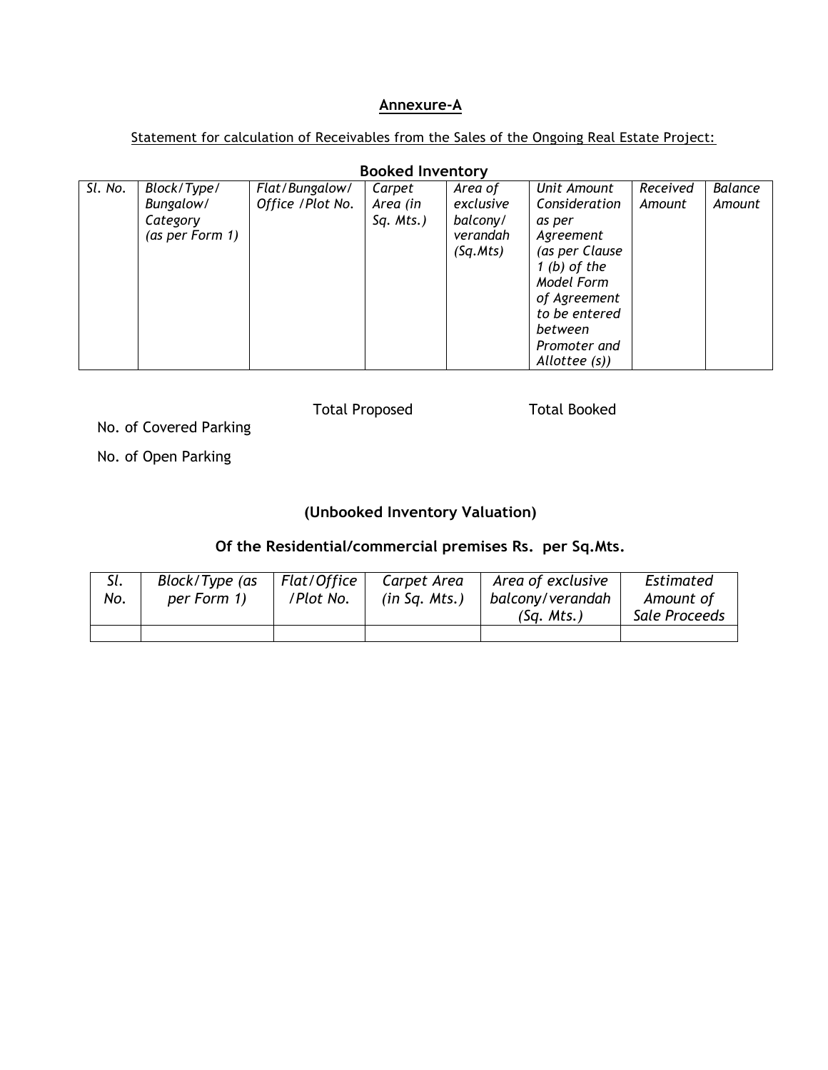## Annexure-A

Statement for calculation of Receivables from the Sales of the Ongoing Real Estate Project:

**Booked Inventory**

| *Sl. No.* | *Block/Type/ Bungalow/ Category (as per Form 1)* | *Flat/Bungalow/ Office /Plot No.* | *Carpet Area (in Sq. Mts.)* | *Area of exclusive balcony/ verandah (Sq.Mts)* | *Unit Amount Consideration as per Agreement (as per Clause 1 (b) of the Model Form of Agreement to be entered between Promoter and Allottee (s))* | *Received Amount* | *Balance Amount* |
|---|---|---|---|---|---|---|---|

| | Total Proposed | Total Booked |
|---|---|---|
| No. of Covered Parking | | |
| No. of Open Parking | | |

### (Unbooked Inventory Valuation)

### Of the Residential/commercial premises Rs. per Sq.Mts.

| *Sl. No.* | *Block/Type (as per Form 1)* | *Flat/Office /Plot No.* | *Carpet Area (in Sq. Mts.)* | *Area of exclusive balcony/verandah (Sq. Mts.)* | *Estimated Amount of Sale Proceeds* |
|---|---|---|---|---|---|
| | | | | | |